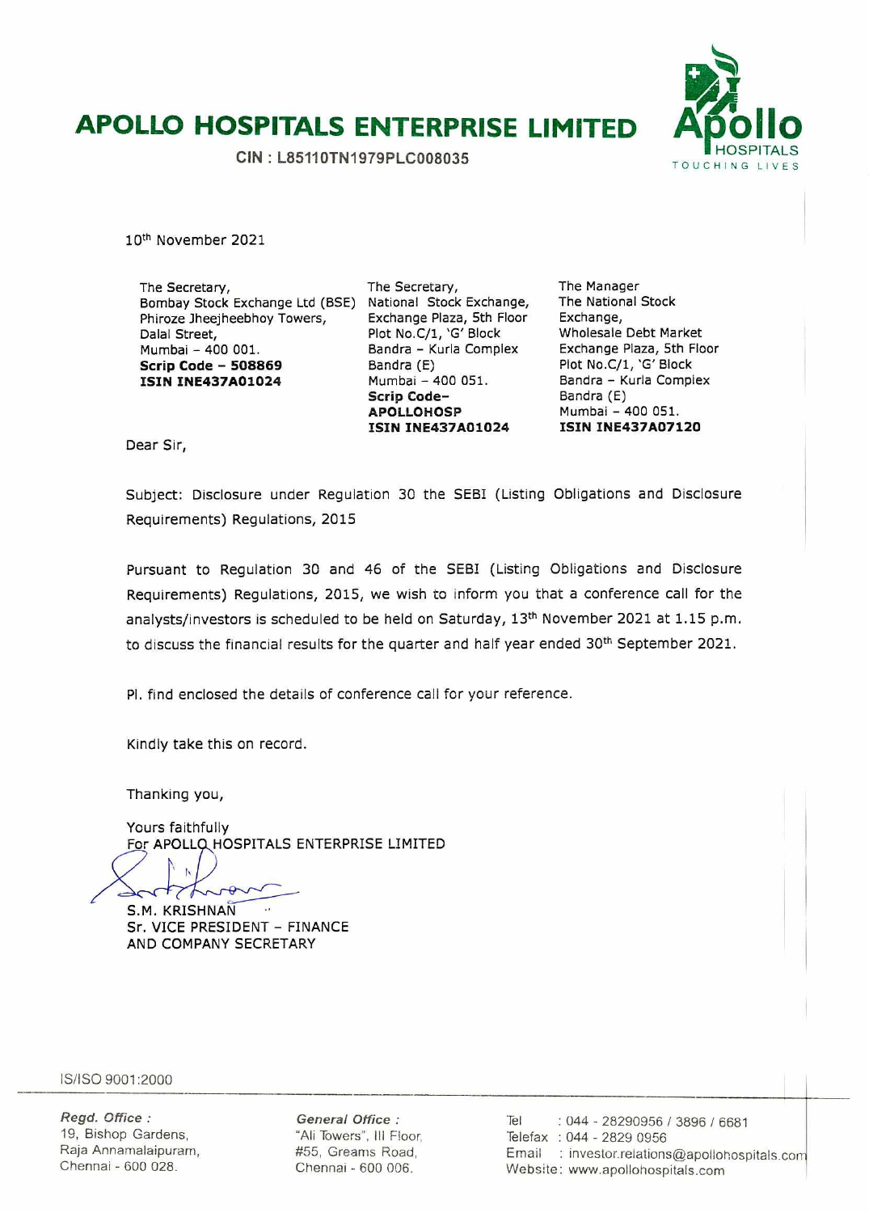# APOLLO HOSPITALS ENTERPRISE LIMITED

CIN : L85110TN1979PLC008035

Apollo HOSPITALS TOUCHING LIVES

10th November 2021

| The Secretary,<br>Bombay Stock Exchange Ltd (BSE)<br>Phiroze Jheejheebhoy Towers,<br>Dalal Street,<br>Mumbai – 400 001.<br>**Scrip Code – 508869**<br>**ISIN INE437A01024** | The Secretary,<br>National Stock Exchange,<br>Exchange Plaza, 5th Floor<br>Plot No.C/1, 'G' Block<br>Bandra – Kurla Complex<br>Bandra (E)<br>Mumbai – 400 051.<br>**Scrip Code–**<br>**APOLLOHOSP**<br>**ISIN INE437A01024** | The Manager<br>The National Stock<br>Exchange,<br>Wholesale Debt Market<br>Exchange Plaza, 5th Floor<br>Plot No.C/1, 'G' Block<br>Bandra – Kurla Complex<br>Bandra (E)<br>Mumbai – 400 051.<br>**ISIN INE437A07120** |
|---|---|---|

Dear Sir,

Subject: Disclosure under Regulation 30 the SEBI (Listing Obligations and Disclosure Requirements) Regulations, 2015

Pursuant to Regulation 30 and 46 of the SEBI (Listing Obligations and Disclosure Requirements) Regulations, 2015, we wish to inform you that a conference call for the analysts/investors is scheduled to be held on Saturday, 13th November 2021 at 1.15 p.m. to discuss the financial results for the quarter and half year ended 30th September 2021.

Pl. find enclosed the details of conference call for your reference.

Kindly take this on record.

Thanking you,

Yours faithfully
For APOLLO HOSPITALS ENTERPRISE LIMITED

S.M. KRISHNAN
Sr. VICE PRESIDENT – FINANCE
AND COMPANY SECRETARY

IS/ISO 9001:2000

*Regd. Office :*
19, Bishop Gardens,
Raja Annamalaipuram,
Chennai - 600 028.

*General Office :*
"Ali Towers", III Floor,
#55, Greams Road,
Chennai - 600 006.

Tel : 044 - 28290956 / 3896 / 6681
Telefax : 044 - 2829 0956
Email : investor.relations@apollohospitals.com
Website: www.apollohospitals.com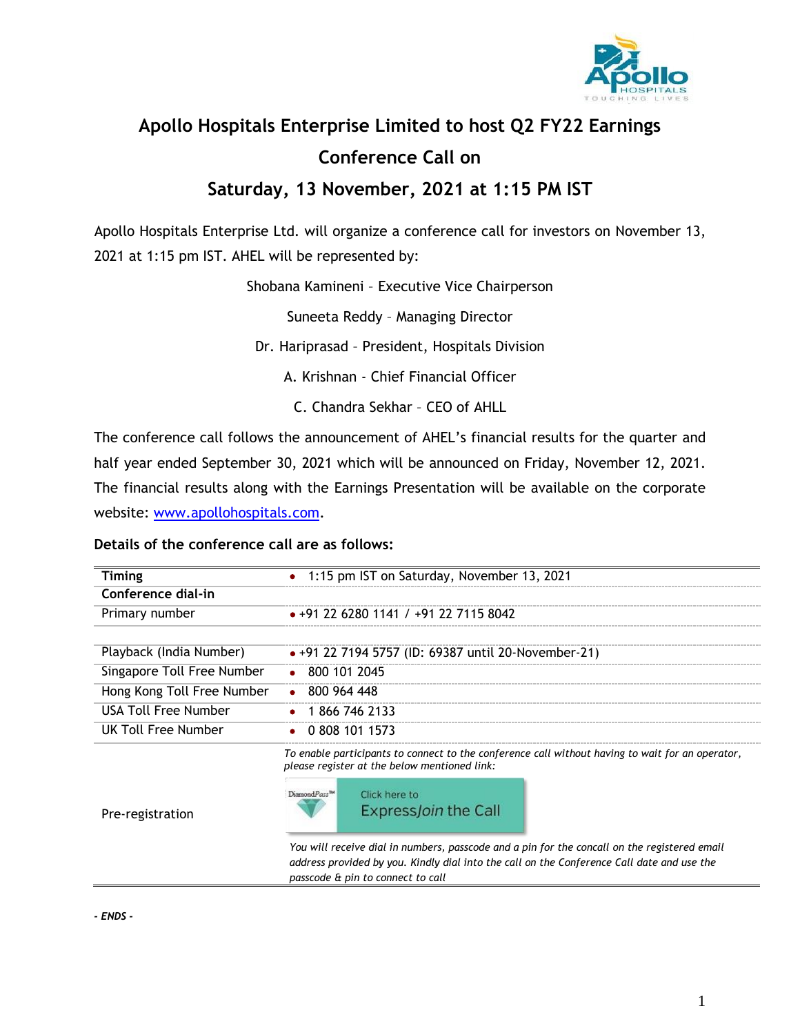# Apollo Hospitals Enterprise Limited to host Q2 FY22 Earnings Conference Call on Saturday, 13 November, 2021 at 1:15 PM IST

Apollo Hospitals Enterprise Ltd. will organize a conference call for investors on November 13, 2021 at 1:15 pm IST. AHEL will be represented by:

Shobana Kamineni – Executive Vice Chairperson

Suneeta Reddy – Managing Director

Dr. Hariprasad – President, Hospitals Division

A. Krishnan - Chief Financial Officer

C. Chandra Sekhar – CEO of AHLL

The conference call follows the announcement of AHEL's financial results for the quarter and half year ended September 30, 2021 which will be announced on Friday, November 12, 2021. The financial results along with the Earnings Presentation will be available on the corporate website: www.apollohospitals.com.

**Details of the conference call are as follows:**

| | |
|---|---|
| **Timing** | • 1:15 pm IST on Saturday, November 13, 2021 |
| **Conference dial-in** | |
| Primary number | • +91 22 6280 1141 / +91 22 7115 8042 |
| | |
| Playback (India Number) | • +91 22 7194 5757 (ID: 69387 until 20-November-21) |
| Singapore Toll Free Number | • 800 101 2045 |
| Hong Kong Toll Free Number | • 800 964 448 |
| USA Toll Free Number | • 1 866 746 2133 |
| UK Toll Free Number | • 0 808 101 1573 |
| Pre-registration | *To enable participants to connect to the conference call without having to wait for an operator, please register at the below mentioned link:* DiamondPass™ Click here to ExpressJoin the Call *You will receive dial in numbers, passcode and a pin for the concall on the registered email address provided by you. Kindly dial into the call on the Conference Call date and use the passcode & pin to connect to call* |

***- ENDS -***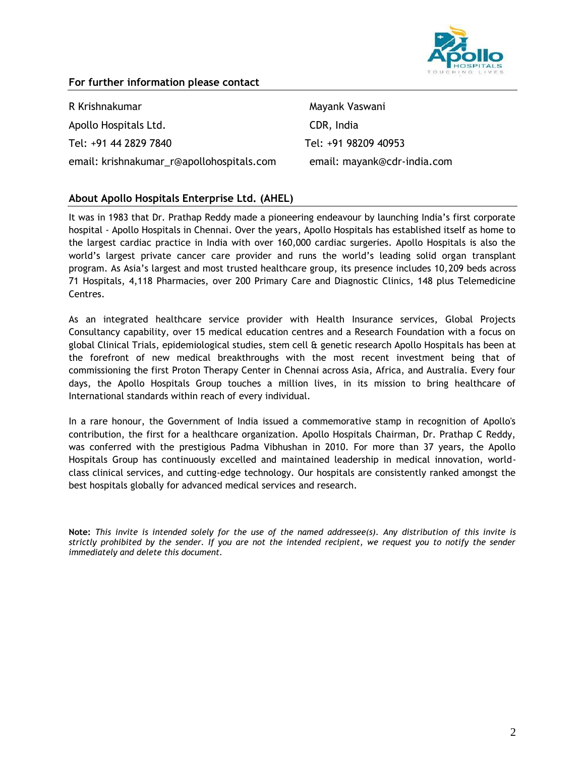## For further information please contact

| | |
|---|---|
| R Krishnakumar | Mayank Vaswani |
| Apollo Hospitals Ltd. | CDR, India |
| Tel: +91 44 2829 7840 | Tel: +91 98209 40953 |
| email: krishnakumar_r@apollohospitals.com | email: mayank@cdr-india.com |

## About Apollo Hospitals Enterprise Ltd. (AHEL)

It was in 1983 that Dr. Prathap Reddy made a pioneering endeavour by launching India's first corporate hospital - Apollo Hospitals in Chennai. Over the years, Apollo Hospitals has established itself as home to the largest cardiac practice in India with over 160,000 cardiac surgeries. Apollo Hospitals is also the world's largest private cancer care provider and runs the world's leading solid organ transplant program. As Asia's largest and most trusted healthcare group, its presence includes 10,209 beds across 71 Hospitals, 4,118 Pharmacies, over 200 Primary Care and Diagnostic Clinics, 148 plus Telemedicine Centres.

As an integrated healthcare service provider with Health Insurance services, Global Projects Consultancy capability, over 15 medical education centres and a Research Foundation with a focus on global Clinical Trials, epidemiological studies, stem cell & genetic research Apollo Hospitals has been at the forefront of new medical breakthroughs with the most recent investment being that of commissioning the first Proton Therapy Center in Chennai across Asia, Africa, and Australia. Every four days, the Apollo Hospitals Group touches a million lives, in its mission to bring healthcare of International standards within reach of every individual.

In a rare honour, the Government of India issued a commemorative stamp in recognition of Apollo's contribution, the first for a healthcare organization. Apollo Hospitals Chairman, Dr. Prathap C Reddy, was conferred with the prestigious Padma Vibhushan in 2010. For more than 37 years, the Apollo Hospitals Group has continuously excelled and maintained leadership in medical innovation, world-class clinical services, and cutting-edge technology. Our hospitals are consistently ranked amongst the best hospitals globally for advanced medical services and research.

**Note:** *This invite is intended solely for the use of the named addressee(s). Any distribution of this invite is strictly prohibited by the sender. If you are not the intended recipient, we request you to notify the sender immediately and delete this document.*